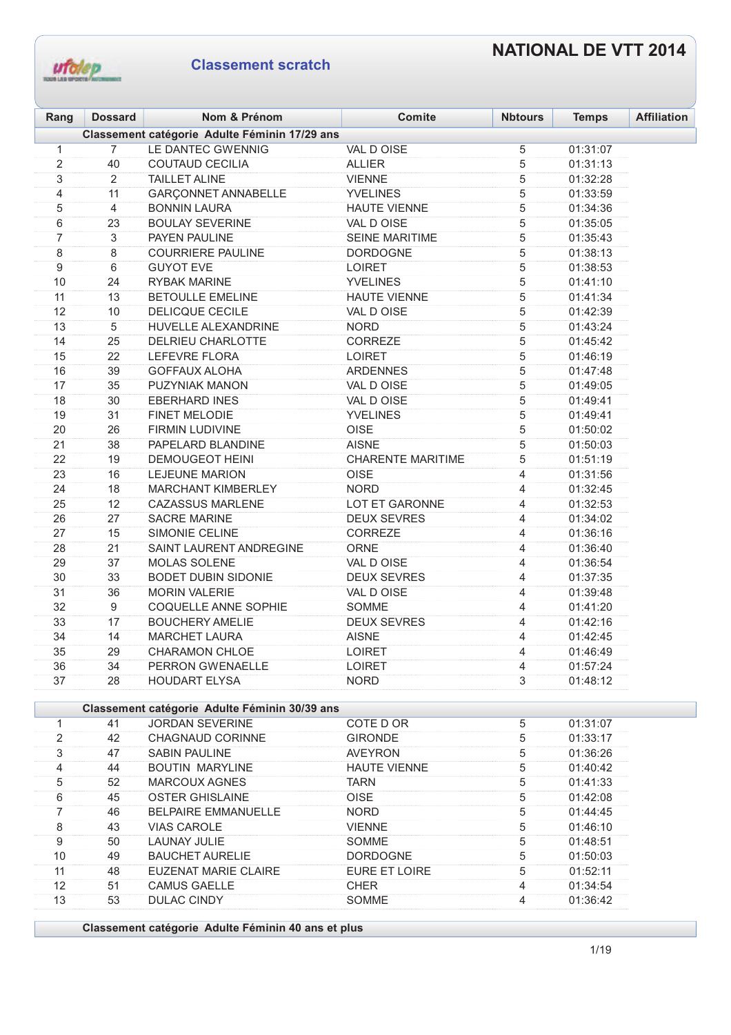# NATIONAL DE VTT 2014

## Classement scratch

| Rang | Dossard | Nom & Prénom | Comite | Nbtours | Temps | Affiliation |
|---|---|---|---|---|---|---|
| | | **Classement catégorie Adulte Féminin 17/29 ans** | | | | |
| 1 | 7 | LE DANTEC GWENNIG | VAL D OISE | 5 | 01:31:07 | |
| 2 | 40 | COUTAUD CECILIA | ALLIER | 5 | 01:31:13 | |
| 3 | 2 | TAILLET ALINE | VIENNE | 5 | 01:32:28 | |
| 4 | 11 | GARÇONNET ANNABELLE | YVELINES | 5 | 01:33:59 | |
| 5 | 4 | BONNIN LAURA | HAUTE VIENNE | 5 | 01:34:36 | |
| 6 | 23 | BOULAY SEVERINE | VAL D OISE | 5 | 01:35:05 | |
| 7 | 3 | PAYEN PAULINE | SEINE MARITIME | 5 | 01:35:43 | |
| 8 | 8 | COURRIERE PAULINE | DORDOGNE | 5 | 01:38:13 | |
| 9 | 6 | GUYOT EVE | LOIRET | 5 | 01:38:53 | |
| 10 | 24 | RYBAK MARINE | YVELINES | 5 | 01:41:10 | |
| 11 | 13 | BETOULLE EMELINE | HAUTE VIENNE | 5 | 01:41:34 | |
| 12 | 10 | DELICQUE CECILE | VAL D OISE | 5 | 01:42:39 | |
| 13 | 5 | HUVELLE ALEXANDRINE | NORD | 5 | 01:43:24 | |
| 14 | 25 | DELRIEU CHARLOTTE | CORREZE | 5 | 01:45:42 | |
| 15 | 22 | LEFEVRE FLORA | LOIRET | 5 | 01:46:19 | |
| 16 | 39 | GOFFAUX ALOHA | ARDENNES | 5 | 01:47:48 | |
| 17 | 35 | PUZYNIAK MANON | VAL D OISE | 5 | 01:49:05 | |
| 18 | 30 | EBERHARD INES | VAL D OISE | 5 | 01:49:41 | |
| 19 | 31 | FINET MELODIE | YVELINES | 5 | 01:49:41 | |
| 20 | 26 | FIRMIN LUDIVINE | OISE | 5 | 01:50:02 | |
| 21 | 38 | PAPELARD BLANDINE | AISNE | 5 | 01:50:03 | |
| 22 | 19 | DEMOUGEOT HEINI | CHARENTE MARITIME | 5 | 01:51:19 | |
| 23 | 16 | LEJEUNE MARION | OISE | 4 | 01:31:56 | |
| 24 | 18 | MARCHANT KIMBERLEY | NORD | 4 | 01:32:45 | |
| 25 | 12 | CAZASSUS MARLENE | LOT ET GARONNE | 4 | 01:32:53 | |
| 26 | 27 | SACRE MARINE | DEUX SEVRES | 4 | 01:34:02 | |
| 27 | 15 | SIMONIE CELINE | CORREZE | 4 | 01:36:16 | |
| 28 | 21 | SAINT LAURENT ANDREGINE | ORNE | 4 | 01:36:40 | |
| 29 | 37 | MOLAS SOLENE | VAL D OISE | 4 | 01:36:54 | |
| 30 | 33 | BODET DUBIN SIDONIE | DEUX SEVRES | 4 | 01:37:35 | |
| 31 | 36 | MORIN VALERIE | VAL D OISE | 4 | 01:39:48 | |
| 32 | 9 | COQUELLE ANNE SOPHIE | SOMME | 4 | 01:41:20 | |
| 33 | 17 | BOUCHERY AMELIE | DEUX SEVRES | 4 | 01:42:16 | |
| 34 | 14 | MARCHET LAURA | AISNE | 4 | 01:42:45 | |
| 35 | 29 | CHARAMON CHLOE | LOIRET | 4 | 01:46:49 | |
| 36 | 34 | PERRON GWENAELLE | LOIRET | 4 | 01:57:24 | |
| 37 | 28 | HOUDART ELYSA | NORD | 3 | 01:48:12 | |
| | | **Classement catégorie Adulte Féminin 30/39 ans** | | | | |
| 1 | 41 | JORDAN SEVERINE | COTE D OR | 5 | 01:31:07 | |
| 2 | 42 | CHAGNAUD CORINNE | GIRONDE | 5 | 01:33:17 | |
| 3 | 47 | SABIN PAULINE | AVEYRON | 5 | 01:36:26 | |
| 4 | 44 | BOUTIN MARYLINE | HAUTE VIENNE | 5 | 01:40:42 | |
| 5 | 52 | MARCOUX AGNES | TARN | 5 | 01:41:33 | |
| 6 | 45 | OSTER GHISLAINE | OISE | 5 | 01:42:08 | |
| 7 | 46 | BELPAIRE EMMANUELLE | NORD | 5 | 01:44:45 | |
| 8 | 43 | VIAS CAROLE | VIENNE | 5 | 01:46:10 | |
| 9 | 50 | LAUNAY JULIE | SOMME | 5 | 01:48:51 | |
| 10 | 49 | BAUCHET AURELIE | DORDOGNE | 5 | 01:50:03 | |
| 11 | 48 | EUZENAT MARIE CLAIRE | EURE ET LOIRE | 5 | 01:52:11 | |
| 12 | 51 | CAMUS GAELLE | CHER | 4 | 01:34:54 | |
| 13 | 53 | DULAC CINDY | SOMME | 4 | 01:36:42 | |
| | | **Classement catégorie Adulte Féminin 40 ans et plus** | | | | |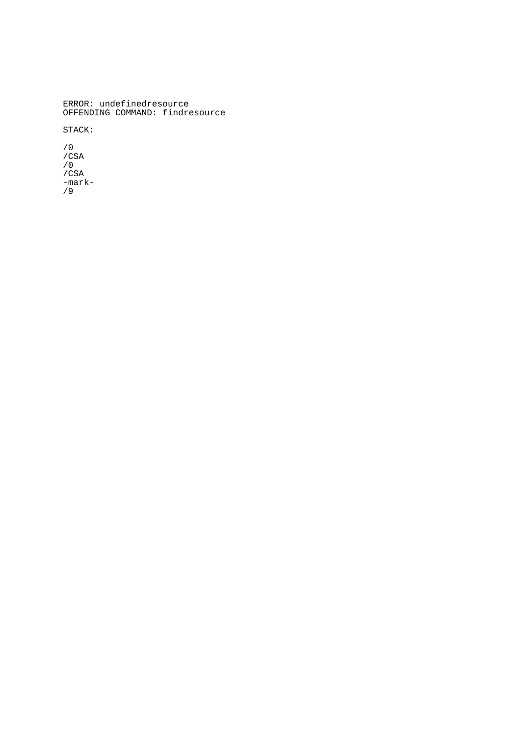ERROR: undefinedresource
OFFENDING COMMAND: findresource

STACK:

/0
/CSA
/0
/CSA
-mark-
/9